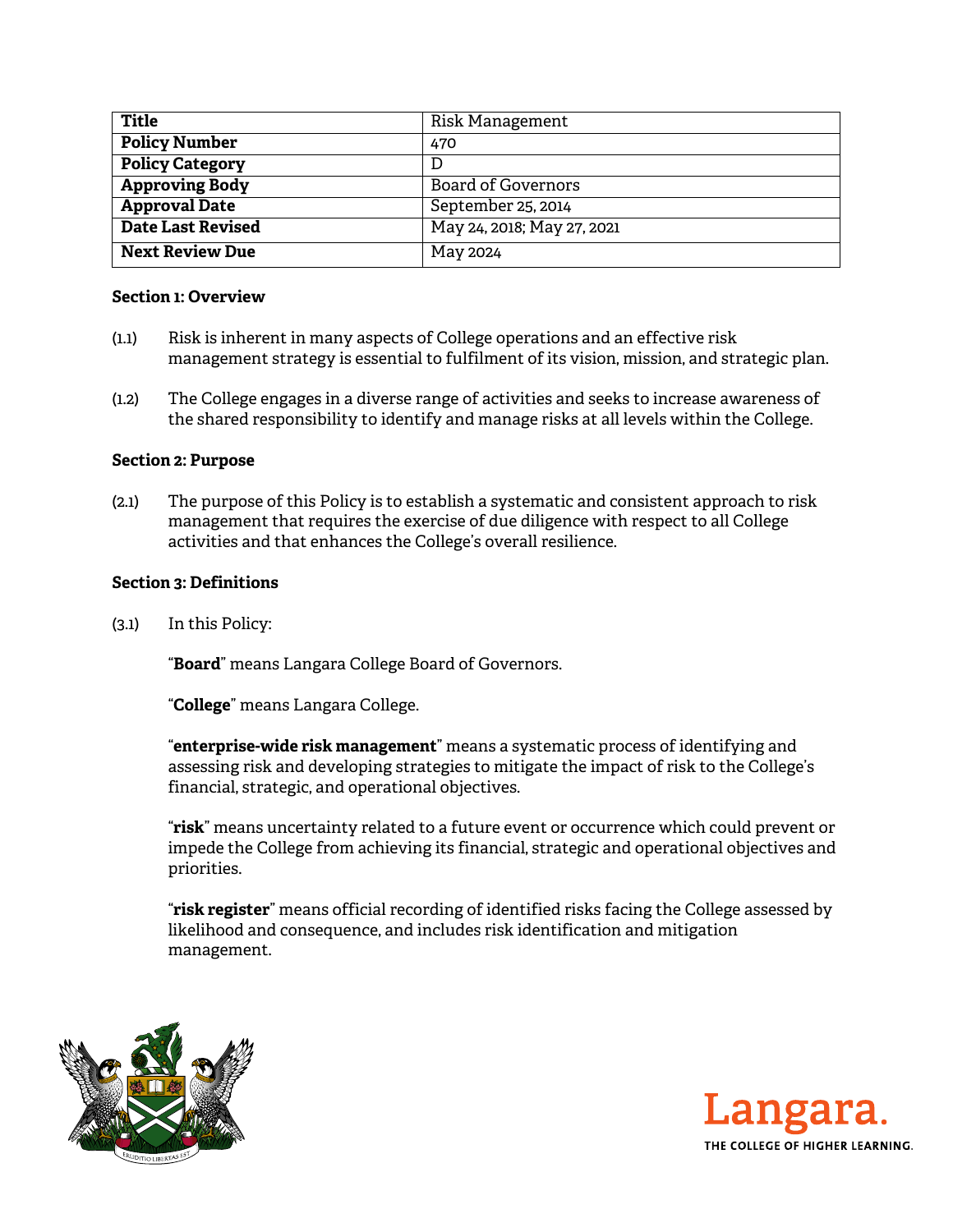| Title | Risk Management |
| --- | --- |
| Policy Number | 470 |
| Policy Category | D |
| Approving Body | Board of Governors |
| Approval Date | September 25, 2014 |
| Date Last Revised | May 24, 2018; May 27, 2021 |
| Next Review Due | May 2024 |

**Section 1: Overview**

(1.1) Risk is inherent in many aspects of College operations and an effective risk management strategy is essential to fulfilment of its vision, mission, and strategic plan.

(1.2) The College engages in a diverse range of activities and seeks to increase awareness of the shared responsibility to identify and manage risks at all levels within the College.

**Section 2: Purpose**

(2.1) The purpose of this Policy is to establish a systematic and consistent approach to risk management that requires the exercise of due diligence with respect to all College activities and that enhances the College's overall resilience.

**Section 3: Definitions**

(3.1) In this Policy:

"**Board**" means Langara College Board of Governors.

"**College**" means Langara College.

"**enterprise-wide risk management**" means a systematic process of identifying and assessing risk and developing strategies to mitigate the impact of risk to the College's financial, strategic, and operational objectives.

"**risk**" means uncertainty related to a future event or occurrence which could prevent or impede the College from achieving its financial, strategic and operational objectives and priorities.

"**risk register**" means official recording of identified risks facing the College assessed by likelihood and consequence, and includes risk identification and mitigation management.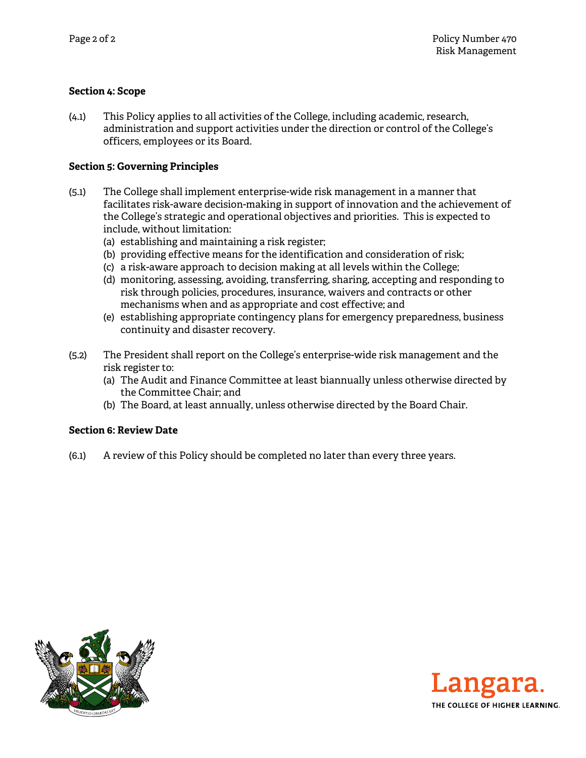## Section 4: Scope

(4.1) This Policy applies to all activities of the College, including academic, research, administration and support activities under the direction or control of the College's officers, employees or its Board.

## Section 5: Governing Principles

(5.1) The College shall implement enterprise-wide risk management in a manner that facilitates risk-aware decision-making in support of innovation and the achievement of the College's strategic and operational objectives and priorities. This is expected to include, without limitation:

(a) establishing and maintaining a risk register;
(b) providing effective means for the identification and consideration of risk;
(c) a risk-aware approach to decision making at all levels within the College;
(d) monitoring, assessing, avoiding, transferring, sharing, accepting and responding to risk through policies, procedures, insurance, waivers and contracts or other mechanisms when and as appropriate and cost effective; and
(e) establishing appropriate contingency plans for emergency preparedness, business continuity and disaster recovery.

(5.2) The President shall report on the College's enterprise-wide risk management and the risk register to:

(a) The Audit and Finance Committee at least biannually unless otherwise directed by the Committee Chair; and
(b) The Board, at least annually, unless otherwise directed by the Board Chair.

## Section 6: Review Date

(6.1) A review of this Policy should be completed no later than every three years.